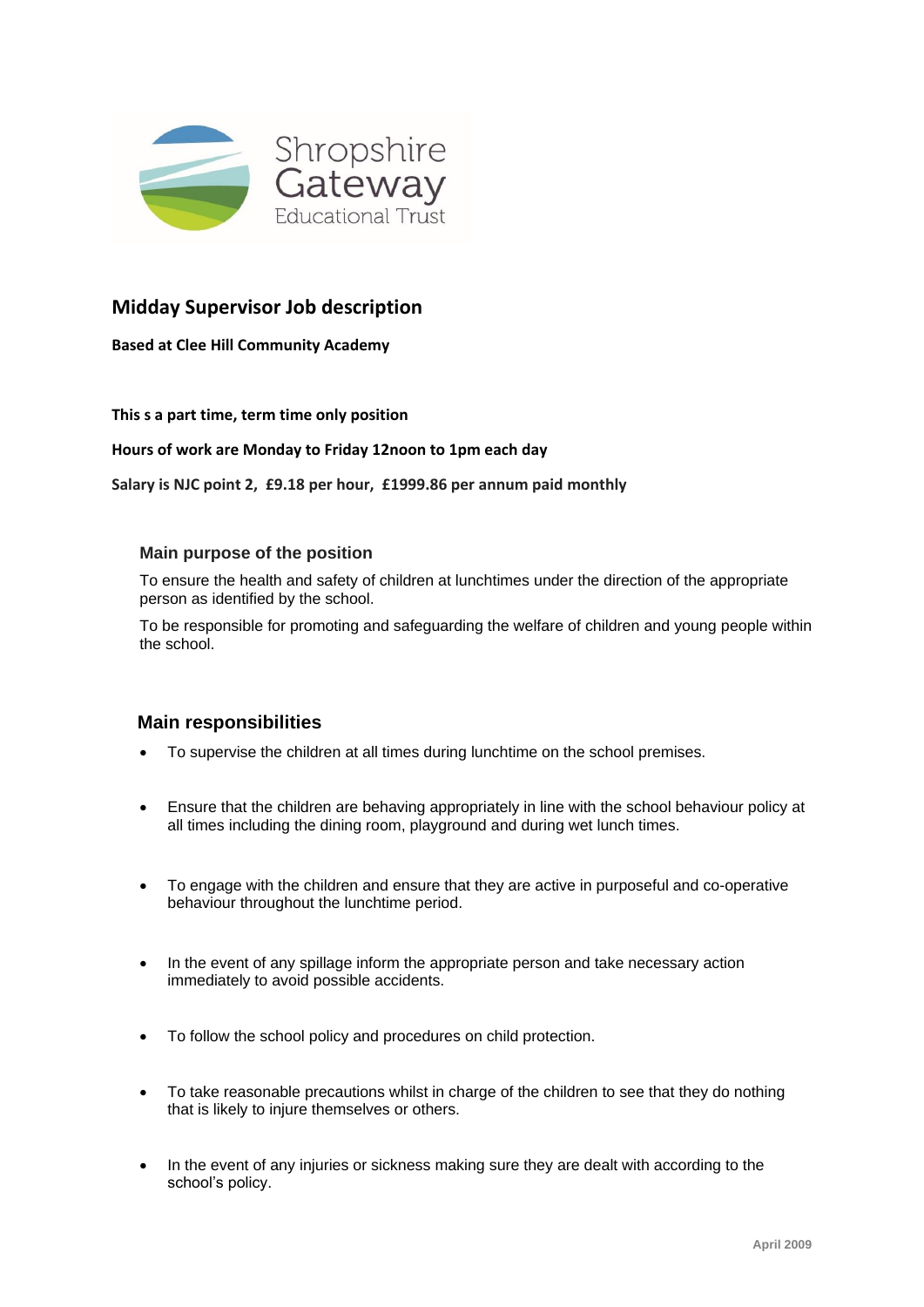Shropshire Gateway Educational Trust

# Midday Supervisor Job description

**Based at Clee Hill Community Academy**

**This s a part time, term time only position**

**Hours of work are Monday to Friday 12noon to 1pm each day**

**Salary is NJC point 2, £9.18 per hour, £1999.86 per annum paid monthly**

## Main purpose of the position

To ensure the health and safety of children at lunchtimes under the direction of the appropriate person as identified by the school.

To be responsible for promoting and safeguarding the welfare of children and young people within the school.

## Main responsibilities

- To supervise the children at all times during lunchtime on the school premises.
- Ensure that the children are behaving appropriately in line with the school behaviour policy at all times including the dining room, playground and during wet lunch times.
- To engage with the children and ensure that they are active in purposeful and co-operative behaviour throughout the lunchtime period.
- In the event of any spillage inform the appropriate person and take necessary action immediately to avoid possible accidents.
- To follow the school policy and procedures on child protection.
- To take reasonable precautions whilst in charge of the children to see that they do nothing that is likely to injure themselves or others.
- In the event of any injuries or sickness making sure they are dealt with according to the school's policy.

April 2009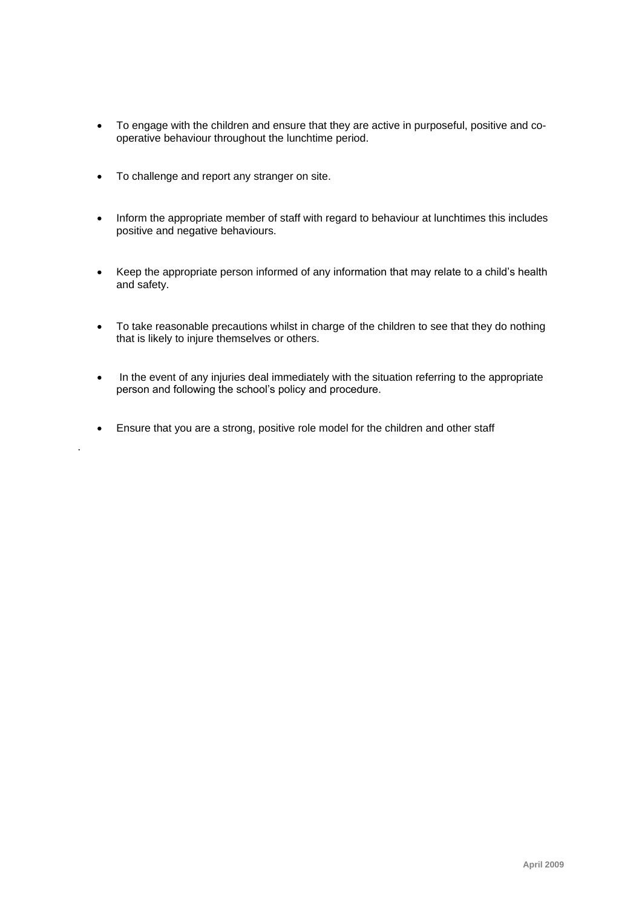- To engage with the children and ensure that they are active in purposeful, positive and co-operative behaviour throughout the lunchtime period.
- To challenge and report any stranger on site.
- Inform the appropriate member of staff with regard to behaviour at lunchtimes this includes positive and negative behaviours.
- Keep the appropriate person informed of any information that may relate to a child's health and safety.
- To take reasonable precautions whilst in charge of the children to see that they do nothing that is likely to injure themselves or others.
- In the event of any injuries deal immediately with the situation referring to the appropriate person and following the school's policy and procedure.
- Ensure that you are a strong, positive role model for the children and other staff

.

**April 2009**